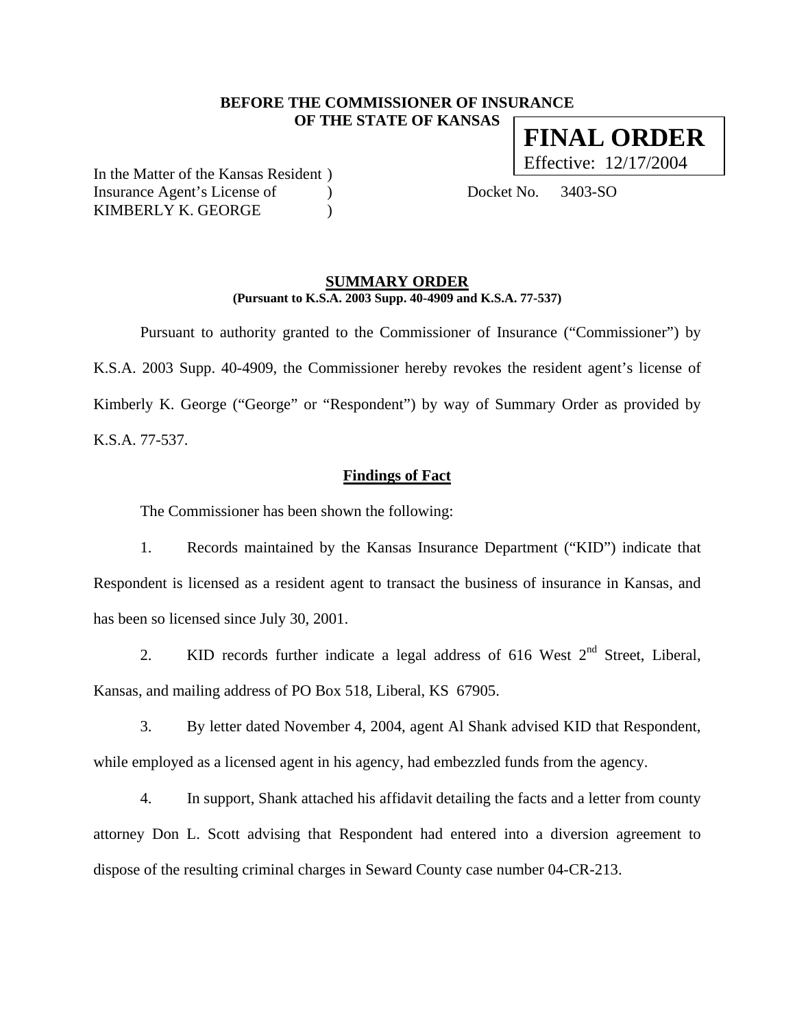**BEFORE THE COMMISSIONER OF INSURANCE**
**OF THE STATE OF KANSAS**

**FINAL ORDER**
Effective: 12/17/2004

In the Matter of the Kansas Resident )
Insurance Agent's License of )
KIMBERLY K. GEORGE )

Docket No. 3403-SO

## SUMMARY ORDER

**(Pursuant to K.S.A. 2003 Supp. 40-4909 and K.S.A. 77-537)**

Pursuant to authority granted to the Commissioner of Insurance ("Commissioner") by K.S.A. 2003 Supp. 40-4909, the Commissioner hereby revokes the resident agent's license of Kimberly K. George ("George" or "Respondent") by way of Summary Order as provided by K.S.A. 77-537.

### Findings of Fact

The Commissioner has been shown the following:

1. Records maintained by the Kansas Insurance Department ("KID") indicate that Respondent is licensed as a resident agent to transact the business of insurance in Kansas, and has been so licensed since July 30, 2001.

2. KID records further indicate a legal address of 616 West 2nd Street, Liberal, Kansas, and mailing address of PO Box 518, Liberal, KS 67905.

3. By letter dated November 4, 2004, agent Al Shank advised KID that Respondent, while employed as a licensed agent in his agency, had embezzled funds from the agency.

4. In support, Shank attached his affidavit detailing the facts and a letter from county attorney Don L. Scott advising that Respondent had entered into a diversion agreement to dispose of the resulting criminal charges in Seward County case number 04-CR-213.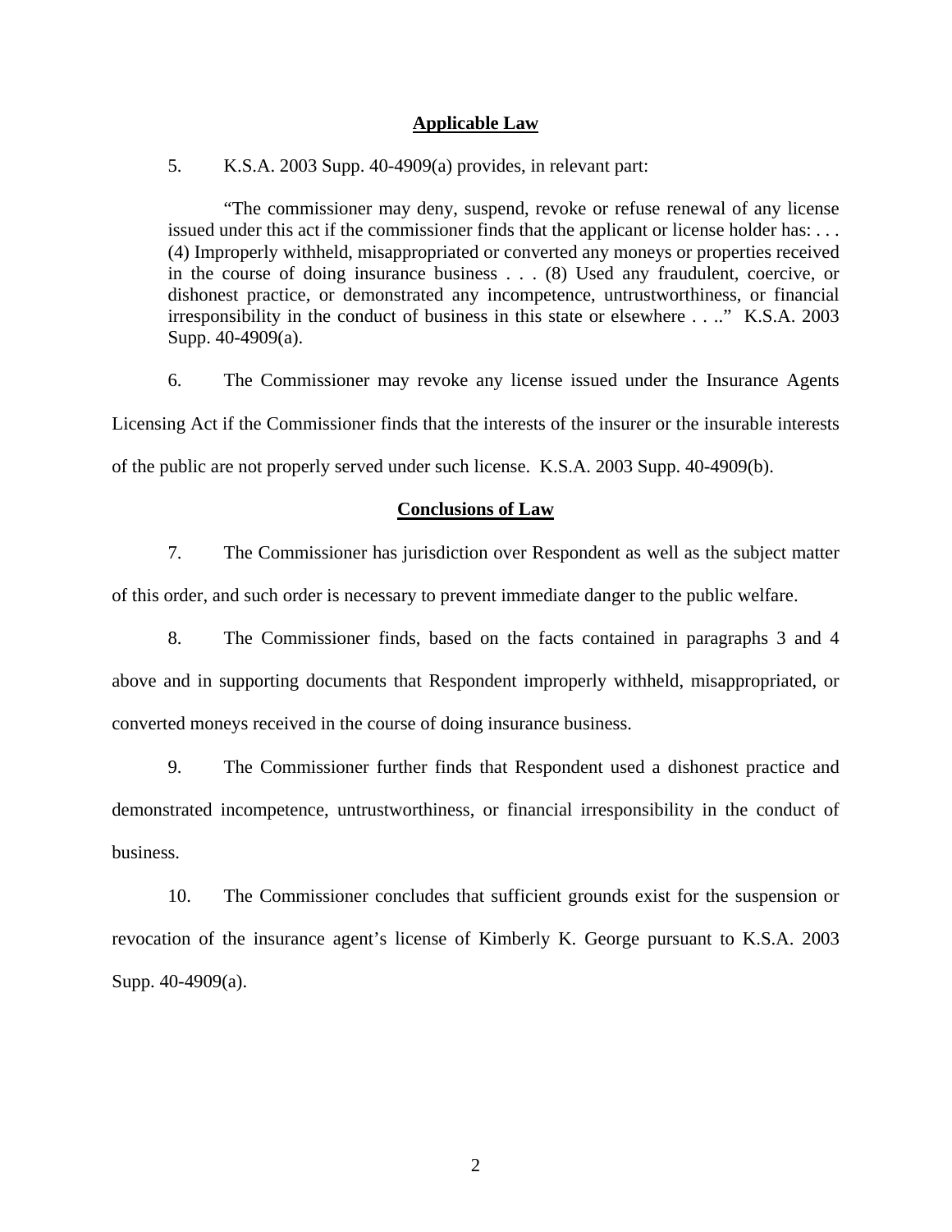## Applicable Law

5. K.S.A. 2003 Supp. 40-4909(a) provides, in relevant part:

> "The commissioner may deny, suspend, revoke or refuse renewal of any license issued under this act if the commissioner finds that the applicant or license holder has: . . . (4) Improperly withheld, misappropriated or converted any moneys or properties received in the course of doing insurance business . . . (8) Used any fraudulent, coercive, or dishonest practice, or demonstrated any incompetence, untrustworthiness, or financial irresponsibility in the conduct of business in this state or elsewhere . . .." K.S.A. 2003 Supp. 40-4909(a).

6. The Commissioner may revoke any license issued under the Insurance Agents Licensing Act if the Commissioner finds that the interests of the insurer or the insurable interests of the public are not properly served under such license. K.S.A. 2003 Supp. 40-4909(b).

## Conclusions of Law

7. The Commissioner has jurisdiction over Respondent as well as the subject matter of this order, and such order is necessary to prevent immediate danger to the public welfare.

8. The Commissioner finds, based on the facts contained in paragraphs 3 and 4 above and in supporting documents that Respondent improperly withheld, misappropriated, or converted moneys received in the course of doing insurance business.

9. The Commissioner further finds that Respondent used a dishonest practice and demonstrated incompetence, untrustworthiness, or financial irresponsibility in the conduct of business.

10. The Commissioner concludes that sufficient grounds exist for the suspension or revocation of the insurance agent's license of Kimberly K. George pursuant to K.S.A. 2003 Supp. 40-4909(a).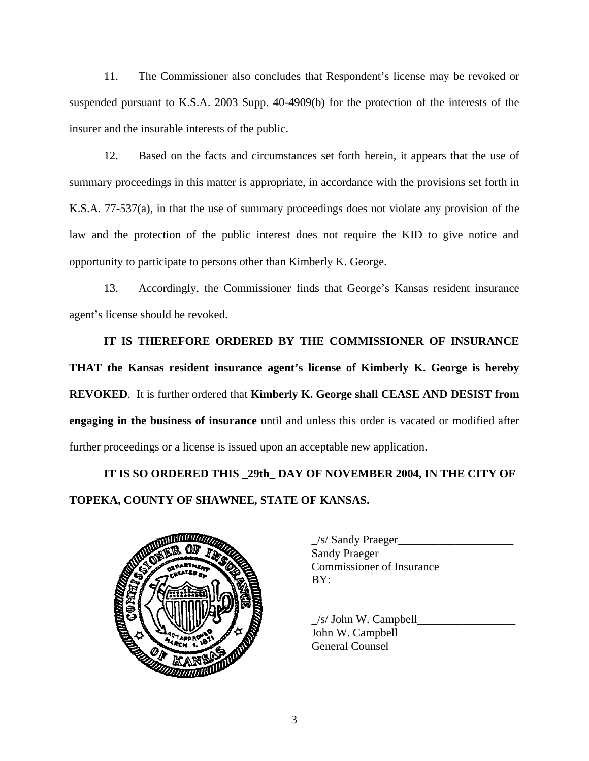11. The Commissioner also concludes that Respondent's license may be revoked or suspended pursuant to K.S.A. 2003 Supp. 40-4909(b) for the protection of the interests of the insurer and the insurable interests of the public.

12. Based on the facts and circumstances set forth herein, it appears that the use of summary proceedings in this matter is appropriate, in accordance with the provisions set forth in K.S.A. 77-537(a), in that the use of summary proceedings does not violate any provision of the law and the protection of the public interest does not require the KID to give notice and opportunity to participate to persons other than Kimberly K. George.

13. Accordingly, the Commissioner finds that George's Kansas resident insurance agent's license should be revoked.

**IT IS THEREFORE ORDERED BY THE COMMISSIONER OF INSURANCE THAT the Kansas resident insurance agent's license of Kimberly K. George is hereby REVOKED**. It is further ordered that **Kimberly K. George shall CEASE AND DESIST from engaging in the business of insurance** until and unless this order is vacated or modified after further proceedings or a license is issued upon an acceptable new application.

**IT IS SO ORDERED THIS _29th_ DAY OF NOVEMBER 2004, IN THE CITY OF TOPEKA, COUNTY OF SHAWNEE, STATE OF KANSAS.**

_/s/ Sandy Praeger____________________
Sandy Praeger
Commissioner of Insurance
BY:

_/s/ John W. Campbell_________________
John W. Campbell
General Counsel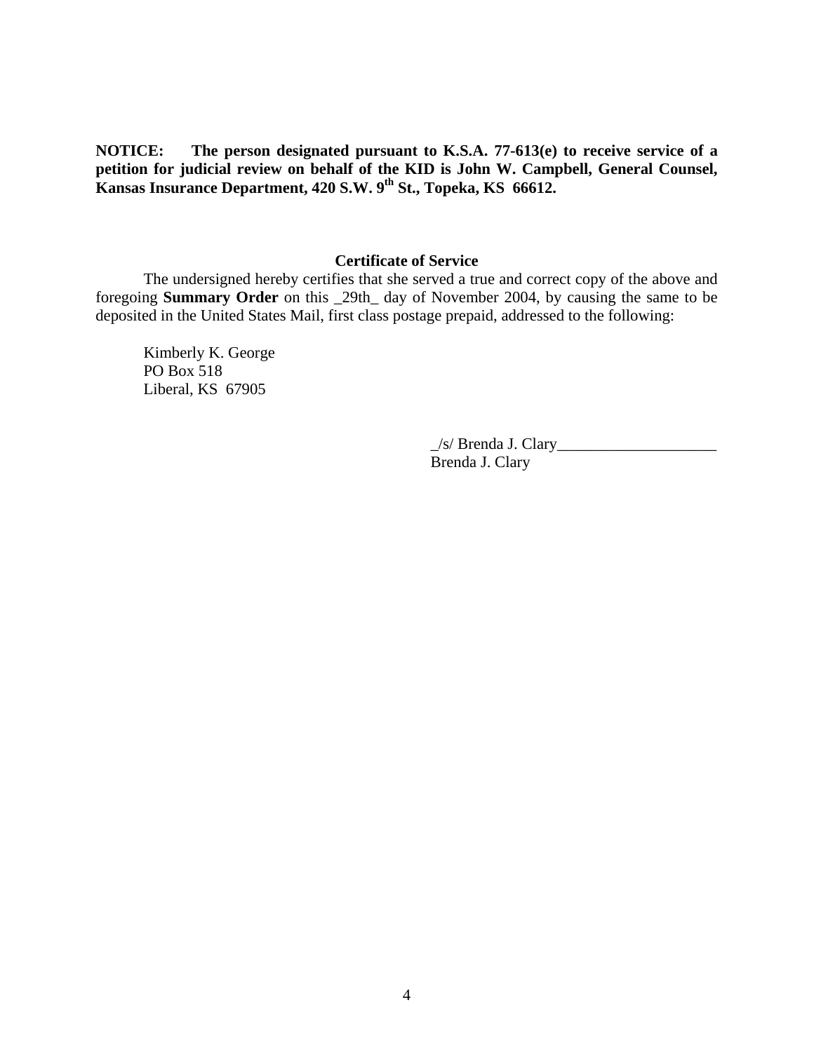**NOTICE: The person designated pursuant to K.S.A. 77-613(e) to receive service of a petition for judicial review on behalf of the KID is John W. Campbell, General Counsel, Kansas Insurance Department, 420 S.W. 9th St., Topeka, KS 66612.**

**Certificate of Service**

The undersigned hereby certifies that she served a true and correct copy of the above and foregoing **Summary Order** on this _29th_ day of November 2004, by causing the same to be deposited in the United States Mail, first class postage prepaid, addressed to the following:

Kimberly K. George
PO Box 518
Liberal, KS 67905

_/s/ Brenda J. Clary____________________
Brenda J. Clary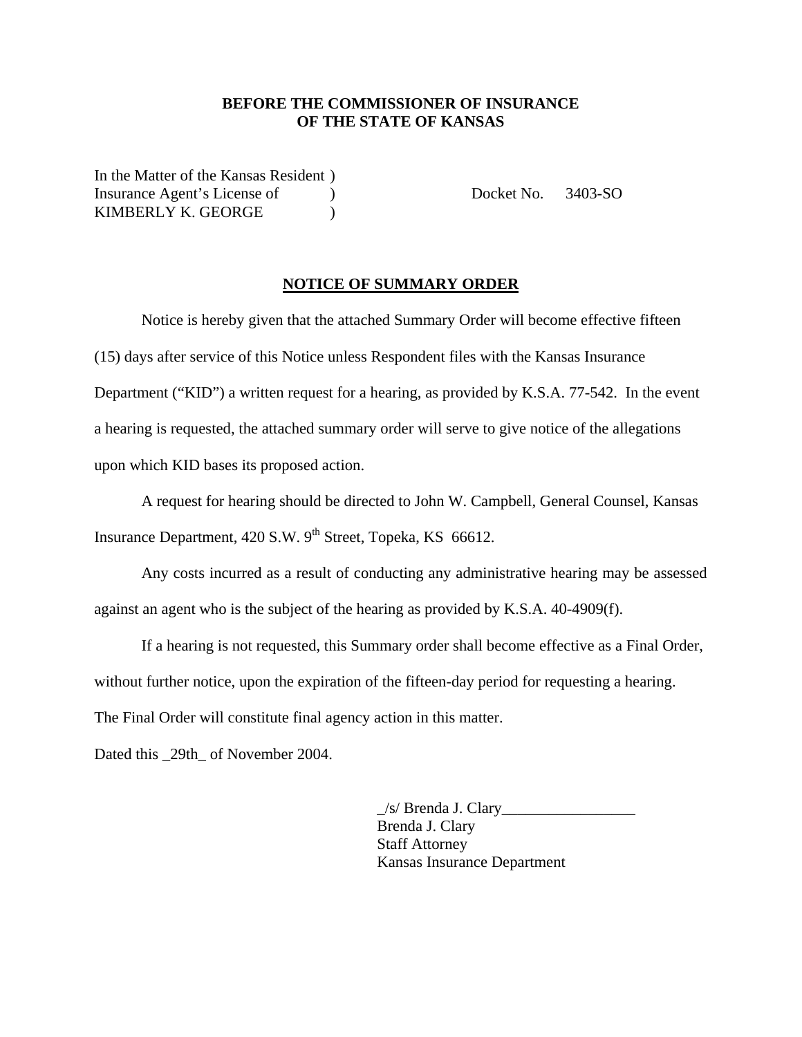**BEFORE THE COMMISSIONER OF INSURANCE**
**OF THE STATE OF KANSAS**

In the Matter of the Kansas Resident )
Insurance Agent's License of )     Docket No. 3403-SO
KIMBERLY K. GEORGE )

**NOTICE OF SUMMARY ORDER**

Notice is hereby given that the attached Summary Order will become effective fifteen (15) days after service of this Notice unless Respondent files with the Kansas Insurance Department ("KID") a written request for a hearing, as provided by K.S.A. 77-542. In the event a hearing is requested, the attached summary order will serve to give notice of the allegations upon which KID bases its proposed action.

A request for hearing should be directed to John W. Campbell, General Counsel, Kansas Insurance Department, 420 S.W. 9th Street, Topeka, KS 66612.

Any costs incurred as a result of conducting any administrative hearing may be assessed against an agent who is the subject of the hearing as provided by K.S.A. 40-4909(f).

If a hearing is not requested, this Summary order shall become effective as a Final Order, without further notice, upon the expiration of the fifteen-day period for requesting a hearing. The Final Order will constitute final agency action in this matter.

Dated this _29th_ of November 2004.

_/s/ Brenda J. Clary_________________
Brenda J. Clary
Staff Attorney
Kansas Insurance Department